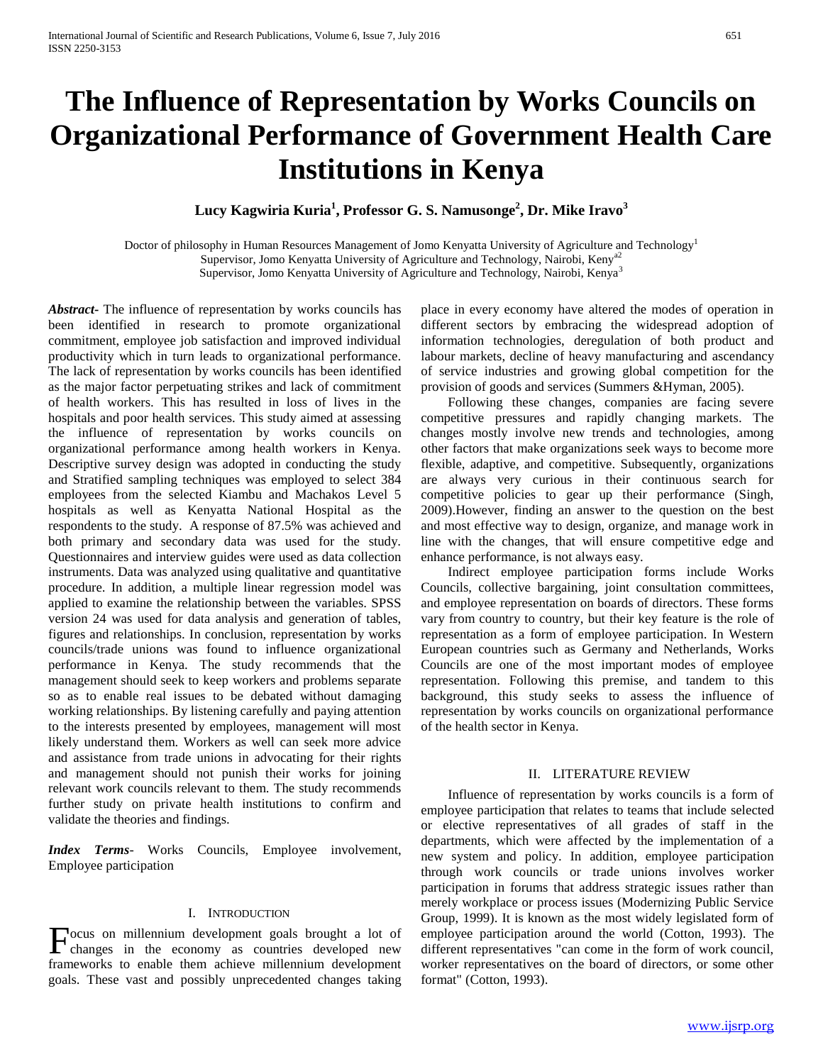# The Influence of Representation by Works Councils on Organizational Performance of Government Health Care Institutions in Kenya

**Lucy Kagwiria Kuria[1], Professor G. S. Namusonge[2], Dr. Mike Iravo[3]**

Doctor of philosophy in Human Resources Management of Jomo Kenyatta University of Agriculture and Technology[1]
Supervisor, Jomo Kenyatta University of Agriculture and Technology, Nairobi, Keny[a2]
Supervisor, Jomo Kenyatta University of Agriculture and Technology, Nairobi, Kenya[3]

***Abstract-*** The influence of representation by works councils has been identified in research to promote organizational commitment, employee job satisfaction and improved individual productivity which in turn leads to organizational performance. The lack of representation by works councils has been identified as the major factor perpetuating strikes and lack of commitment of health workers. This has resulted in loss of lives in the hospitals and poor health services. This study aimed at assessing the influence of representation by works councils on organizational performance among health workers in Kenya. Descriptive survey design was adopted in conducting the study and Stratified sampling techniques was employed to select 384 employees from the selected Kiambu and Machakos Level 5 hospitals as well as Kenyatta National Hospital as the respondents to the study. A response of 87.5% was achieved and both primary and secondary data was used for the study. Questionnaires and interview guides were used as data collection instruments. Data was analyzed using qualitative and quantitative procedure. In addition, a multiple linear regression model was applied to examine the relationship between the variables. SPSS version 24 was used for data analysis and generation of tables, figures and relationships. In conclusion, representation by works councils/trade unions was found to influence organizational performance in Kenya. The study recommends that the management should seek to keep workers and problems separate so as to enable real issues to be debated without damaging working relationships. By listening carefully and paying attention to the interests presented by employees, management will most likely understand them. Workers as well can seek more advice and assistance from trade unions in advocating for their rights and management should not punish their works for joining relevant work councils relevant to them. The study recommends further study on private health institutions to confirm and validate the theories and findings.

***Index Terms*-** Works Councils, Employee involvement, Employee participation

## I. Introduction

Focus on millennium development goals brought a lot of changes in the economy as countries developed new frameworks to enable them achieve millennium development goals. These vast and possibly unprecedented changes taking place in every economy have altered the modes of operation in different sectors by embracing the widespread adoption of information technologies, deregulation of both product and labour markets, decline of heavy manufacturing and ascendancy of service industries and growing global competition for the provision of goods and services (Summers &Hyman, 2005).

Following these changes, companies are facing severe competitive pressures and rapidly changing markets. The changes mostly involve new trends and technologies, among other factors that make organizations seek ways to become more flexible, adaptive, and competitive. Subsequently, organizations are always very curious in their continuous search for competitive policies to gear up their performance (Singh, 2009).However, finding an answer to the question on the best and most effective way to design, organize, and manage work in line with the changes, that will ensure competitive edge and enhance performance, is not always easy.

Indirect employee participation forms include Works Councils, collective bargaining, joint consultation committees, and employee representation on boards of directors. These forms vary from country to country, but their key feature is the role of representation as a form of employee participation. In Western European countries such as Germany and Netherlands, Works Councils are one of the most important modes of employee representation. Following this premise, and tandem to this background, this study seeks to assess the influence of representation by works councils on organizational performance of the health sector in Kenya.

## II. Literature Review

Influence of representation by works councils is a form of employee participation that relates to teams that include selected or elective representatives of all grades of staff in the departments, which were affected by the implementation of a new system and policy. In addition, employee participation through work councils or trade unions involves worker participation in forums that address strategic issues rather than merely workplace or process issues (Modernizing Public Service Group, 1999). It is known as the most widely legislated form of employee participation around the world (Cotton, 1993). The different representatives "can come in the form of work council, worker representatives on the board of directors, or some other format" (Cotton, 1993).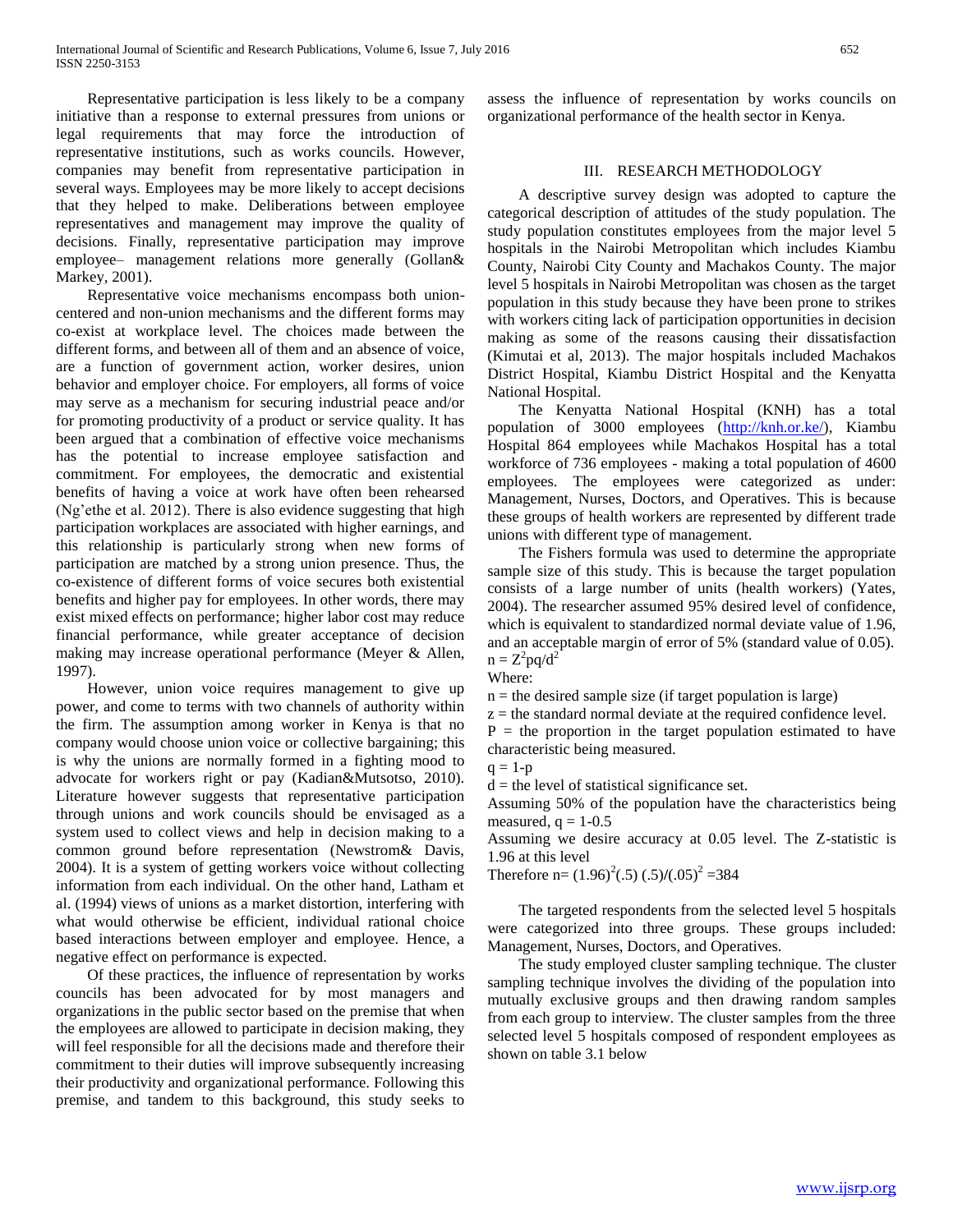Representative participation is less likely to be a company initiative than a response to external pressures from unions or legal requirements that may force the introduction of representative institutions, such as works councils. However, companies may benefit from representative participation in several ways. Employees may be more likely to accept decisions that they helped to make. Deliberations between employee representatives and management may improve the quality of decisions. Finally, representative participation may improve employee– management relations more generally (Gollan& Markey, 2001).

Representative voice mechanisms encompass both union-centered and non-union mechanisms and the different forms may co-exist at workplace level. The choices made between the different forms, and between all of them and an absence of voice, are a function of government action, worker desires, union behavior and employer choice. For employers, all forms of voice may serve as a mechanism for securing industrial peace and/or for promoting productivity of a product or service quality. It has been argued that a combination of effective voice mechanisms has the potential to increase employee satisfaction and commitment. For employees, the democratic and existential benefits of having a voice at work have often been rehearsed (Ng'ethe et al. 2012). There is also evidence suggesting that high participation workplaces are associated with higher earnings, and this relationship is particularly strong when new forms of participation are matched by a strong union presence. Thus, the co-existence of different forms of voice secures both existential benefits and higher pay for employees. In other words, there may exist mixed effects on performance; higher labor cost may reduce financial performance, while greater acceptance of decision making may increase operational performance (Meyer & Allen, 1997).

However, union voice requires management to give up power, and come to terms with two channels of authority within the firm. The assumption among worker in Kenya is that no company would choose union voice or collective bargaining; this is why the unions are normally formed in a fighting mood to advocate for workers right or pay (Kadian&Mutsotso, 2010). Literature however suggests that representative participation through unions and work councils should be envisaged as a system used to collect views and help in decision making to a common ground before representation (Newstrom& Davis, 2004). It is a system of getting workers voice without collecting information from each individual. On the other hand, Latham et al. (1994) views of unions as a market distortion, interfering with what would otherwise be efficient, individual rational choice based interactions between employer and employee. Hence, a negative effect on performance is expected.

Of these practices, the influence of representation by works councils has been advocated for by most managers and organizations in the public sector based on the premise that when the employees are allowed to participate in decision making, they will feel responsible for all the decisions made and therefore their commitment to their duties will improve subsequently increasing their productivity and organizational performance. Following this premise, and tandem to this background, this study seeks to assess the influence of representation by works councils on organizational performance of the health sector in Kenya.

## III. RESEARCH METHODOLOGY

A descriptive survey design was adopted to capture the categorical description of attitudes of the study population. The study population constitutes employees from the major level 5 hospitals in the Nairobi Metropolitan which includes Kiambu County, Nairobi City County and Machakos County. The major level 5 hospitals in Nairobi Metropolitan was chosen as the target population in this study because they have been prone to strikes with workers citing lack of participation opportunities in decision making as some of the reasons causing their dissatisfaction (Kimutai et al, 2013). The major hospitals included Machakos District Hospital, Kiambu District Hospital and the Kenyatta National Hospital.

The Kenyatta National Hospital (KNH) has a total population of 3000 employees (http://knh.or.ke/), Kiambu Hospital 864 employees while Machakos Hospital has a total workforce of 736 employees - making a total population of 4600 employees. The employees were categorized as under: Management, Nurses, Doctors, and Operatives. This is because these groups of health workers are represented by different trade unions with different type of management.

The Fishers formula was used to determine the appropriate sample size of this study. This is because the target population consists of a large number of units (health workers) (Yates, 2004). The researcher assumed 95% desired level of confidence, which is equivalent to standardized normal deviate value of 1.96, and an acceptable margin of error of 5% (standard value of 0.05).

$n = Z^2pq/d^2$

Where:

n = the desired sample size (if target population is large)

z = the standard normal deviate at the required confidence level.

P = the proportion in the target population estimated to have characteristic being measured.

q = 1-p

d = the level of statistical significance set.

Assuming 50% of the population have the characteristics being measured, q = 1-0.5

Assuming we desire accuracy at 0.05 level. The Z-statistic is 1.96 at this level

Therefore $n = (1.96)^2(.5)(.5)/(.05)^2 = 384$

The targeted respondents from the selected level 5 hospitals were categorized into three groups. These groups included: Management, Nurses, Doctors, and Operatives.

The study employed cluster sampling technique. The cluster sampling technique involves the dividing of the population into mutually exclusive groups and then drawing random samples from each group to interview. The cluster samples from the three selected level 5 hospitals composed of respondent employees as shown on table 3.1 below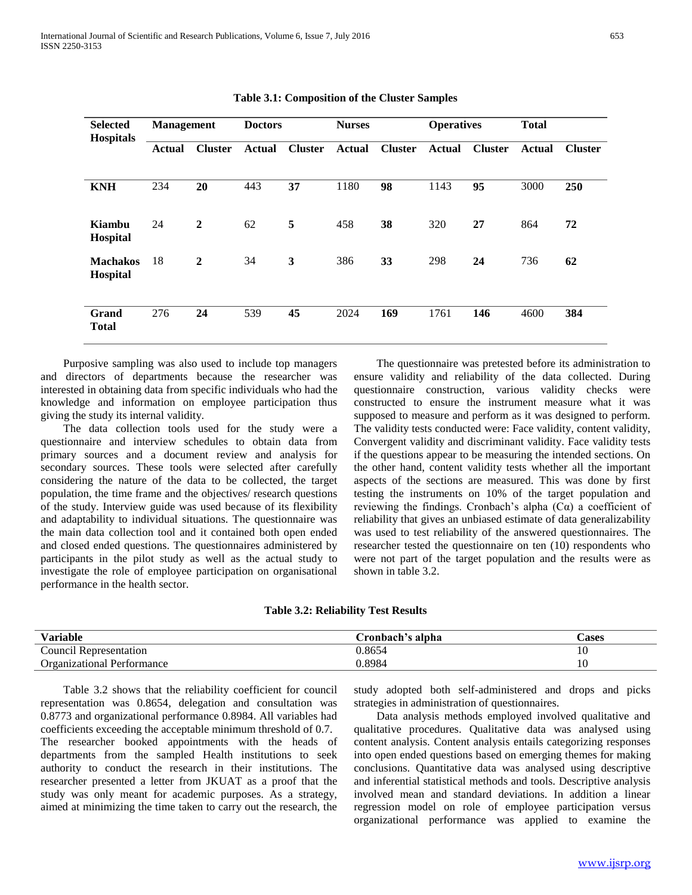**Table 3.1: Composition of the Cluster Samples**

| Selected Hospitals | Management | | Doctors | | Nurses | | Operatives | | Total | |
|---|---|---|---|---|---|---|---|---|---|---|
| | Actual | Cluster | Actual | Cluster | Actual | Cluster | Actual | Cluster | Actual | Cluster |
| **KNH** | 234 | **20** | 443 | **37** | 1180 | **98** | 1143 | **95** | 3000 | **250** |
| **Kiambu Hospital** | 24 | **2** | 62 | **5** | 458 | **38** | 320 | **27** | 864 | **72** |
| **Machakos Hospital** | 18 | **2** | 34 | **3** | 386 | **33** | 298 | **24** | 736 | **62** |
| **Grand Total** | 276 | **24** | 539 | **45** | 2024 | **169** | 1761 | **146** | 4600 | **384** |

Purposive sampling was also used to include top managers and directors of departments because the researcher was interested in obtaining data from specific individuals who had the knowledge and information on employee participation thus giving the study its internal validity.

The data collection tools used for the study were a questionnaire and interview schedules to obtain data from primary sources and a document review and analysis for secondary sources. These tools were selected after carefully considering the nature of the data to be collected, the target population, the time frame and the objectives/ research questions of the study. Interview guide was used because of its flexibility and adaptability to individual situations. The questionnaire was the main data collection tool and it contained both open ended and closed ended questions. The questionnaires administered by participants in the pilot study as well as the actual study to investigate the role of employee participation on organisational performance in the health sector.

The questionnaire was pretested before its administration to ensure validity and reliability of the data collected. During questionnaire construction, various validity checks were constructed to ensure the instrument measure what it was supposed to measure and perform as it was designed to perform. The validity tests conducted were: Face validity, content validity, Convergent validity and discriminant validity. Face validity tests if the questions appear to be measuring the intended sections. On the other hand, content validity tests whether all the important aspects of the sections are measured. This was done by first testing the instruments on 10% of the target population and reviewing the findings. Cronbach's alpha (Cα) a coefficient of reliability that gives an unbiased estimate of data generalizability was used to test reliability of the answered questionnaires. The researcher tested the questionnaire on ten (10) respondents who were not part of the target population and the results were as shown in table 3.2.

**Table 3.2: Reliability Test Results**

| Variable | Cronbach's alpha | Cases |
|---|---|---|
| Council Representation | 0.8654 | 10 |
| Organizational Performance | 0.8984 | 10 |

Table 3.2 shows that the reliability coefficient for council representation was 0.8654, delegation and consultation was 0.8773 and organizational performance 0.8984. All variables had coefficients exceeding the acceptable minimum threshold of 0.7. The researcher booked appointments with the heads of departments from the sampled Health institutions to seek authority to conduct the research in their institutions. The researcher presented a letter from JKUAT as a proof that the study was only meant for academic purposes. As a strategy, aimed at minimizing the time taken to carry out the research, the study adopted both self-administered and drops and picks strategies in administration of questionnaires.

Data analysis methods employed involved qualitative and qualitative procedures. Qualitative data was analysed using content analysis. Content analysis entails categorizing responses into open ended questions based on emerging themes for making conclusions. Quantitative data was analysed using descriptive and inferential statistical methods and tools. Descriptive analysis involved mean and standard deviations. In addition a linear regression model on role of employee participation versus organizational performance was applied to examine the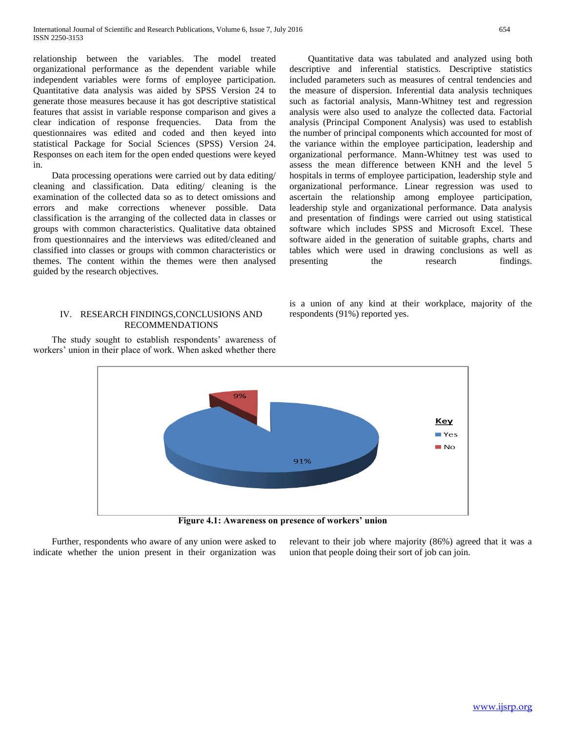relationship between the variables. The model treated organizational performance as the dependent variable while independent variables were forms of employee participation. Quantitative data analysis was aided by SPSS Version 24 to generate those measures because it has got descriptive statistical features that assist in variable response comparison and gives a clear indication of response frequencies. Data from the questionnaires was edited and coded and then keyed into statistical Package for Social Sciences (SPSS) Version 24. Responses on each item for the open ended questions were keyed in.

Data processing operations were carried out by data editing/ cleaning and classification. Data editing/ cleaning is the examination of the collected data so as to detect omissions and errors and make corrections whenever possible. Data classification is the arranging of the collected data in classes or groups with common characteristics. Qualitative data obtained from questionnaires and the interviews was edited/cleaned and classified into classes or groups with common characteristics or themes. The content within the themes were then analysed guided by the research objectives.

Quantitative data was tabulated and analyzed using both descriptive and inferential statistics. Descriptive statistics included parameters such as measures of central tendencies and the measure of dispersion. Inferential data analysis techniques such as factorial analysis, Mann-Whitney test and regression analysis were also used to analyze the collected data. Factorial analysis (Principal Component Analysis) was used to establish the number of principal components which accounted for most of the variance within the employee participation, leadership and organizational performance. Mann-Whitney test was used to assess the mean difference between KNH and the level 5 hospitals in terms of employee participation, leadership style and organizational performance. Linear regression was used to ascertain the relationship among employee participation, leadership style and organizational performance. Data analysis and presentation of findings were carried out using statistical software which includes SPSS and Microsoft Excel. These software aided in the generation of suitable graphs, charts and tables which were used in drawing conclusions as well as presenting the research findings.

## IV. RESEARCH FINDINGS,CONCLUSIONS AND RECOMMENDATIONS

The study sought to establish respondents' awareness of workers' union in their place of work. When asked whether there is a union of any kind at their workplace, majority of the respondents (91%) reported yes.

**Figure 4.1: Awareness on presence of workers' union**

Further, respondents who aware of any union were asked to indicate whether the union present in their organization was relevant to their job where majority (86%) agreed that it was a union that people doing their sort of job can join.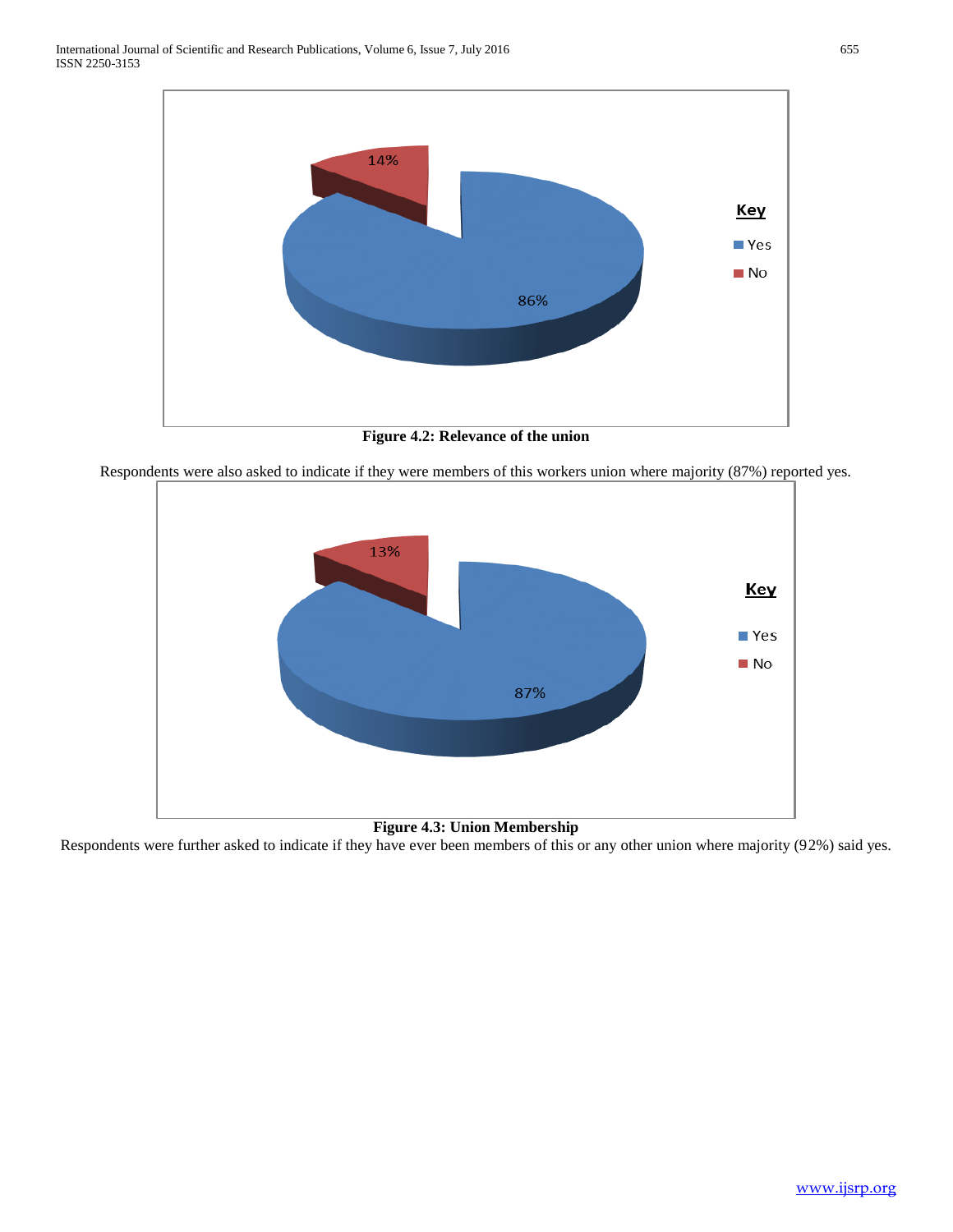**Figure 4.2: Relevance of the union**

Respondents were also asked to indicate if they were members of this workers union where majority (87%) reported yes.

**Figure 4.3: Union Membership**

Respondents were further asked to indicate if they have ever been members of this or any other union where majority (92%) said yes.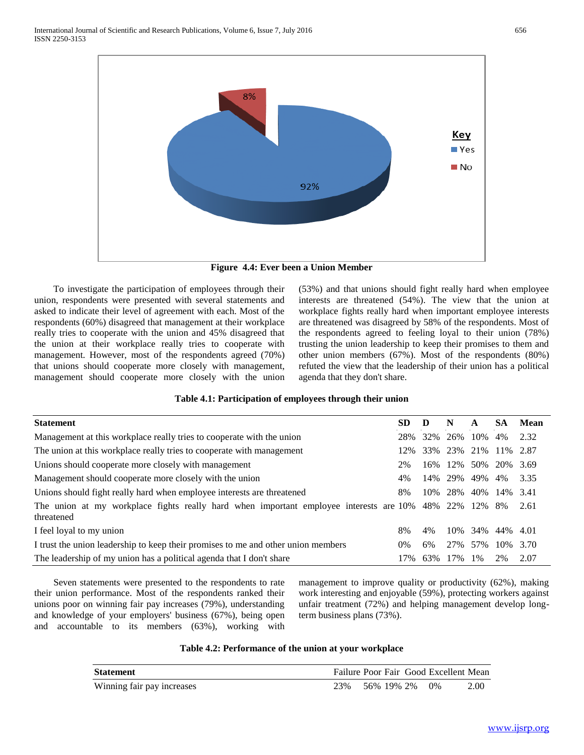Figure 4.4: Ever been a Union Member

To investigate the participation of employees through their union, respondents were presented with several statements and asked to indicate their level of agreement with each. Most of the respondents (60%) disagreed that management at their workplace really tries to cooperate with the union and 45% disagreed that the union at their workplace really tries to cooperate with management. However, most of the respondents agreed (70%) that unions should cooperate more closely with management, management should cooperate more closely with the union (53%) and that unions should fight really hard when employee interests are threatened (54%). The view that the union at workplace fights really hard when important employee interests are threatened was disagreed by 58% of the respondents. Most of the respondents agreed to feeling loyal to their union (78%) trusting the union leadership to keep their promises to them and other union members (67%). Most of the respondents (80%) refuted the view that the leadership of their union has a political agenda that they don't share.

**Table 4.1: Participation of employees through their union**

| Statement | SD | D | N | A | SA | Mean |
|---|---|---|---|---|---|---|
| Management at this workplace really tries to cooperate with the union | 28% | 32% | 26% | 10% | 4% | 2.32 |
| The union at this workplace really tries to cooperate with management | 12% | 33% | 23% | 21% | 11% | 2.87 |
| Unions should cooperate more closely with management | 2% | 16% | 12% | 50% | 20% | 3.69 |
| Management should cooperate more closely with the union | 4% | 14% | 29% | 49% | 4% | 3.35 |
| Unions should fight really hard when employee interests are threatened | 8% | 10% | 28% | 40% | 14% | 3.41 |
| The union at my workplace fights really hard when important employee interests are threatened | 10% | 48% | 22% | 12% | 8% | 2.61 |
| I feel loyal to my union | 8% | 4% | 10% | 34% | 44% | 4.01 |
| I trust the union leadership to keep their promises to me and other union members | 0% | 6% | 27% | 57% | 10% | 3.70 |
| The leadership of my union has a political agenda that I don't share | 17% | 63% | 17% | 1% | 2% | 2.07 |

Seven statements were presented to the respondents to rate their union performance. Most of the respondents ranked their unions poor on winning fair pay increases (79%), understanding and knowledge of your employers' business (67%), being open and accountable to its members (63%), working with management to improve quality or productivity (62%), making work interesting and enjoyable (59%), protecting workers against unfair treatment (72%) and helping management develop long-term business plans (73%).

**Table 4.2: Performance of the union at your workplace**

| Statement | Failure | Poor | Fair | Good | Excellent | Mean |
|---|---|---|---|---|---|---|
| Winning fair pay increases | 23% | 56% | 19% | 2% | 0% | 2.00 |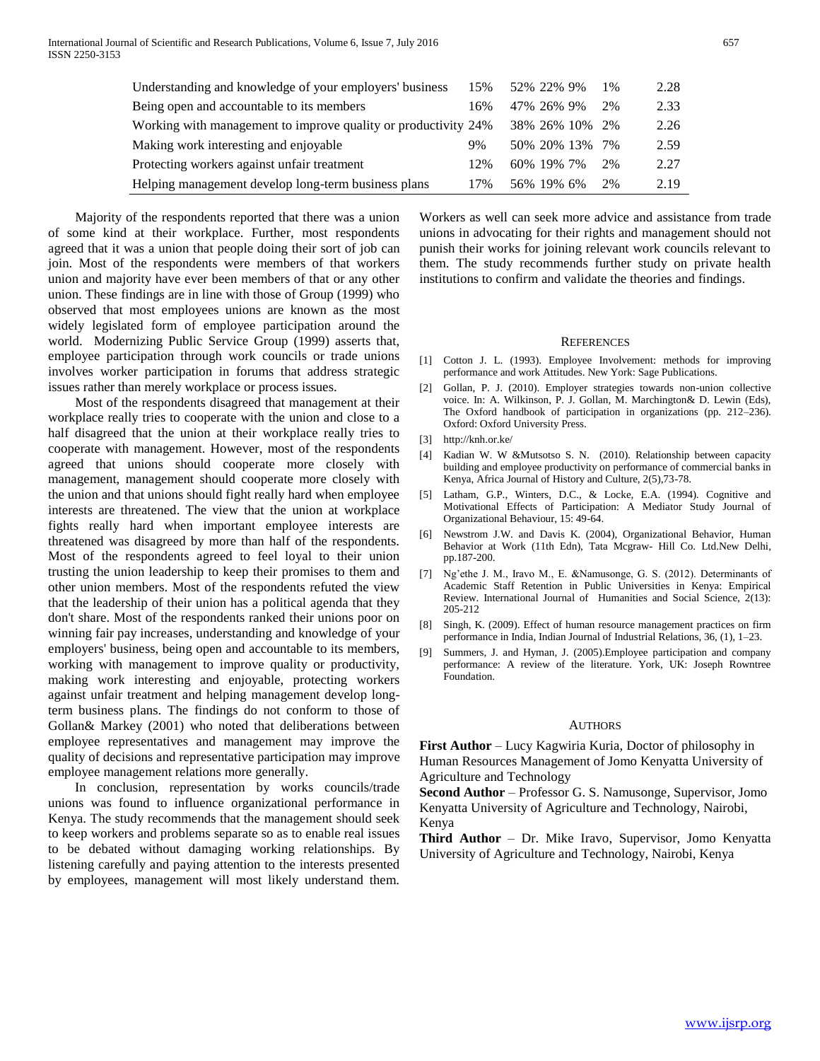| | | | | | | |
|---|---|---|---|---|---|---|
| Understanding and knowledge of your employers' business | 15% | 52% | 22% | 9% | 1% | 2.28 |
| Being open and accountable to its members | 16% | 47% | 26% | 9% | 2% | 2.33 |
| Working with management to improve quality or productivity | 24% | 38% | 26% | 10% | 2% | 2.26 |
| Making work interesting and enjoyable | 9% | 50% | 20% | 13% | 7% | 2.59 |
| Protecting workers against unfair treatment | 12% | 60% | 19% | 7% | 2% | 2.27 |
| Helping management develop long-term business plans | 17% | 56% | 19% | 6% | 2% | 2.19 |

Majority of the respondents reported that there was a union of some kind at their workplace. Further, most respondents agreed that it was a union that people doing their sort of job can join. Most of the respondents were members of that workers union and majority have ever been members of that or any other union. These findings are in line with those of Group (1999) who observed that most employees unions are known as the most widely legislated form of employee participation around the world. Modernizing Public Service Group (1999) asserts that, employee participation through work councils or trade unions involves worker participation in forums that address strategic issues rather than merely workplace or process issues.

Most of the respondents disagreed that management at their workplace really tries to cooperate with the union and close to a half disagreed that the union at their workplace really tries to cooperate with management. However, most of the respondents agreed that unions should cooperate more closely with management, management should cooperate more closely with the union and that unions should fight really hard when employee interests are threatened. The view that the union at workplace fights really hard when important employee interests are threatened was disagreed by more than half of the respondents. Most of the respondents agreed to feel loyal to their union trusting the union leadership to keep their promises to them and other union members. Most of the respondents refuted the view that the leadership of their union has a political agenda that they don't share. Most of the respondents ranked their unions poor on winning fair pay increases, understanding and knowledge of your employers' business, being open and accountable to its members, working with management to improve quality or productivity, making work interesting and enjoyable, protecting workers against unfair treatment and helping management develop long-term business plans. The findings do not conform to those of Gollan& Markey (2001) who noted that deliberations between employee representatives and management may improve the quality of decisions and representative participation may improve employee management relations more generally.

In conclusion, representation by works councils/trade unions was found to influence organizational performance in Kenya. The study recommends that the management should seek to keep workers and problems separate so as to enable real issues to be debated without damaging working relationships. By listening carefully and paying attention to the interests presented by employees, management will most likely understand them. Workers as well can seek more advice and assistance from trade unions in advocating for their rights and management should not punish their works for joining relevant work councils relevant to them. The study recommends further study on private health institutions to confirm and validate the theories and findings.

## REFERENCES

[1] Cotton J. L. (1993). Employee Involvement: methods for improving performance and work Attitudes. New York: Sage Publications.

[2] Gollan, P. J. (2010). Employer strategies towards non-union collective voice. In: A. Wilkinson, P. J. Gollan, M. Marchington& D. Lewin (Eds), The Oxford handbook of participation in organizations (pp. 212–236). Oxford: Oxford University Press.

[3] http://knh.or.ke/

[4] Kadian W. W &Mutsotso S. N. (2010). Relationship between capacity building and employee productivity on performance of commercial banks in Kenya, Africa Journal of History and Culture, 2(5),73-78.

[5] Latham, G.P., Winters, D.C., & Locke, E.A. (1994). Cognitive and Motivational Effects of Participation: A Mediator Study Journal of Organizational Behaviour, 15: 49-64.

[6] Newstrom J.W. and Davis K. (2004), Organizational Behavior, Human Behavior at Work (11th Edn), Tata Mcgraw- Hill Co. Ltd.New Delhi, pp.187-200.

[7] Ng'ethe J. M., Iravo M., E. &Namusonge, G. S. (2012). Determinants of Academic Staff Retention in Public Universities in Kenya: Empirical Review. International Journal of Humanities and Social Science, 2(13): 205-212

[8] Singh, K. (2009). Effect of human resource management practices on firm performance in India, Indian Journal of Industrial Relations, 36, (1), 1–23.

[9] Summers, J. and Hyman, J. (2005).Employee participation and company performance: A review of the literature. York, UK: Joseph Rowntree Foundation.

## AUTHORS

**First Author** – Lucy Kagwiria Kuria, Doctor of philosophy in Human Resources Management of Jomo Kenyatta University of Agriculture and Technology

**Second Author** – Professor G. S. Namusonge, Supervisor, Jomo Kenyatta University of Agriculture and Technology, Nairobi, Kenya

**Third Author** – Dr. Mike Iravo, Supervisor, Jomo Kenyatta University of Agriculture and Technology, Nairobi, Kenya